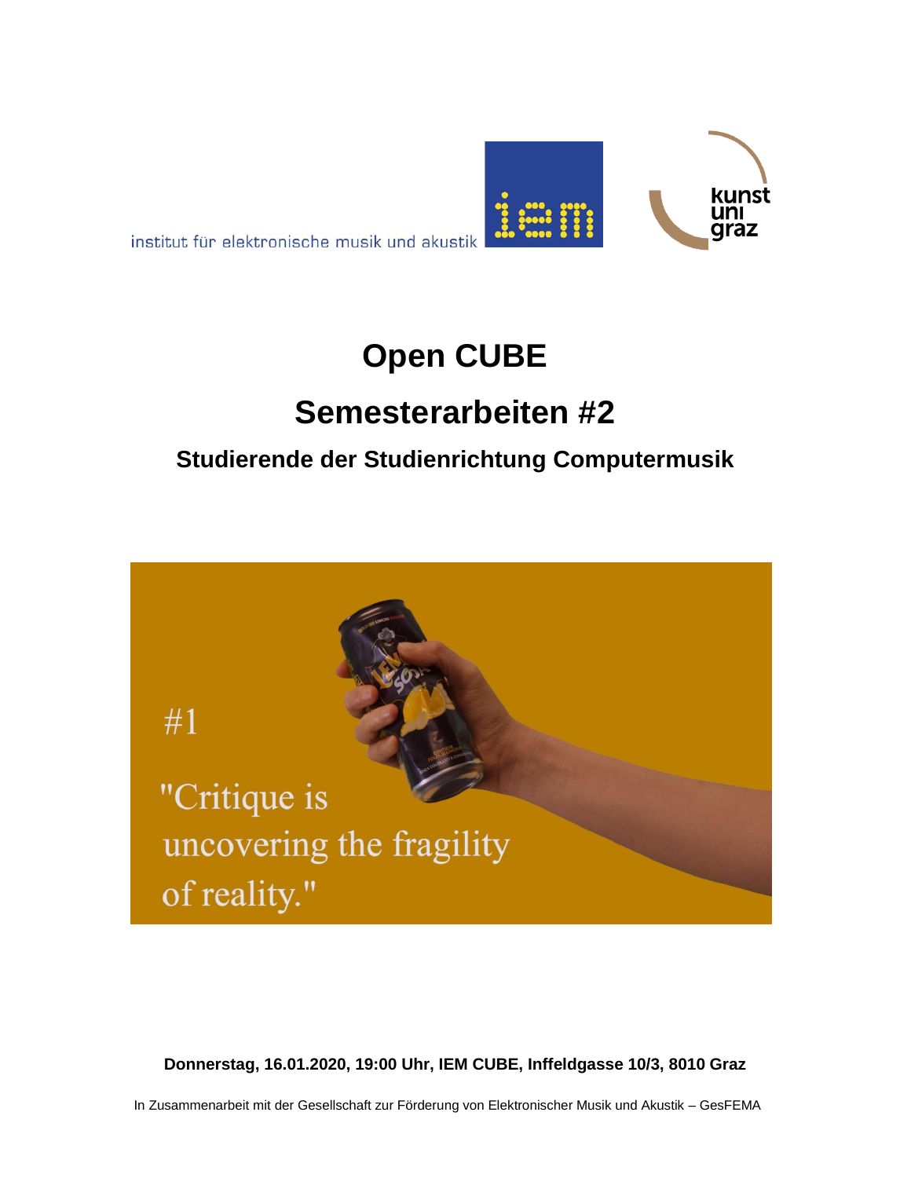institut für elektronische musik und akustik

# Open CUBE

## Semesterarbeiten #2

### Studierende der Studienrichtung Computermusik

#1

"Critique is uncovering the fragility of reality."

**Donnerstag, 16.01.2020, 19:00 Uhr, IEM CUBE, Inffeldgasse 10/3, 8010 Graz**

In Zusammenarbeit mit der Gesellschaft zur Förderung von Elektronischer Musik und Akustik – GesFEMA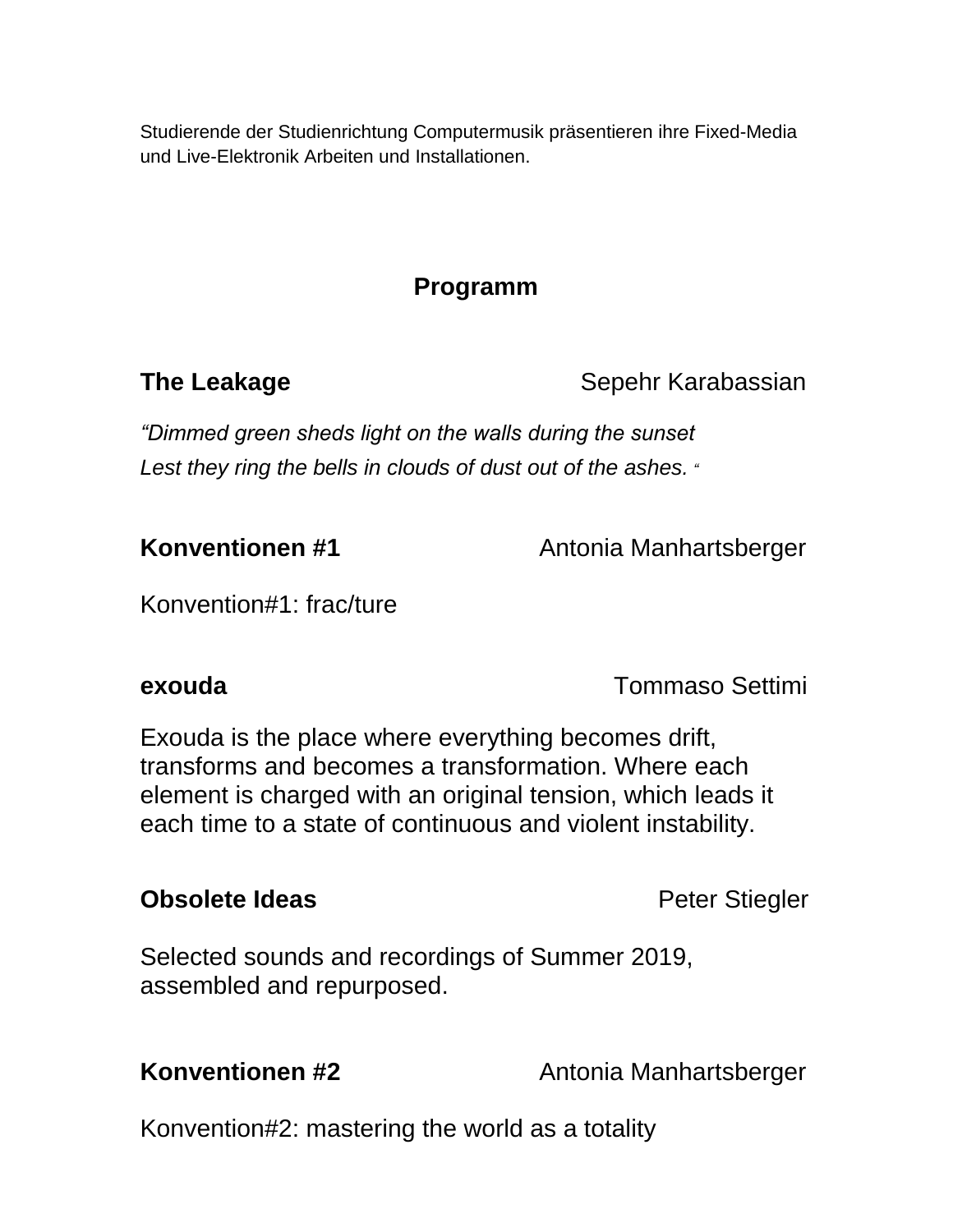Studierende der Studienrichtung Computermusik präsentieren ihre Fixed-Media und Live-Elektronik Arbeiten und Installationen.

## Programm

**The Leakage** — Sepehr Karabassian

*"Dimmed green sheds light on the walls during the sunset*
*Lest they ring the bells in clouds of dust out of the ashes. "*

**Konventionen #1** — Antonia Manhartsberger

Konvention#1: frac/ture

**exouda** — Tommaso Settimi

Exouda is the place where everything becomes drift, transforms and becomes a transformation. Where each element is charged with an original tension, which leads it each time to a state of continuous and violent instability.

**Obsolete Ideas** — Peter Stiegler

Selected sounds and recordings of Summer 2019, assembled and repurposed.

**Konventionen #2** — Antonia Manhartsberger

Konvention#2: mastering the world as a totality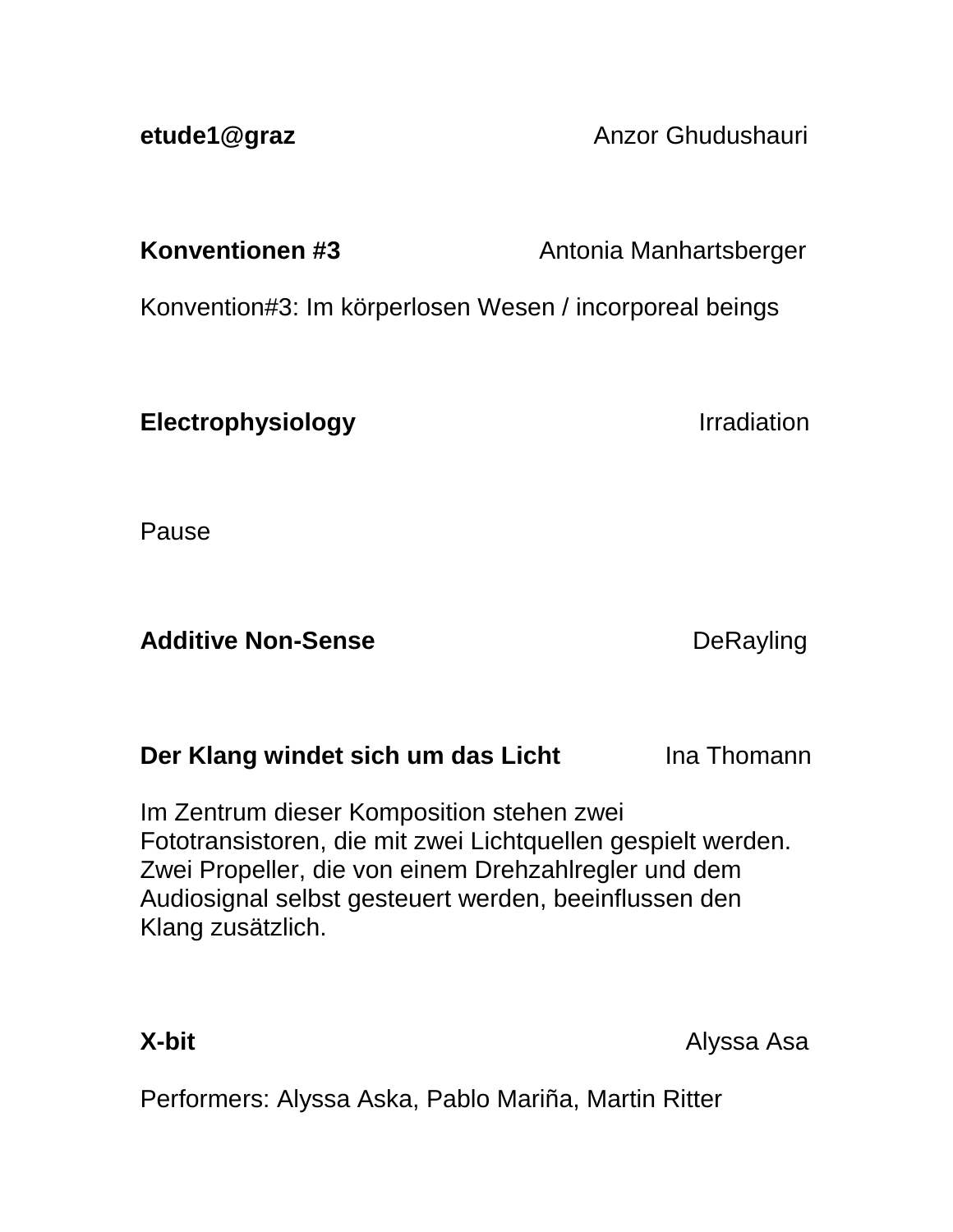**etude1@graz** Anzor Ghudushauri

**Konventionen #3** Antonia Manhartsberger

Konvention#3: Im körperlosen Wesen / incorporeal beings

**Electrophysiology** Irradiation

Pause

**Additive Non-Sense** DeRayling

**Der Klang windet sich um das Licht** Ina Thomann

Im Zentrum dieser Komposition stehen zwei Fototransistoren, die mit zwei Lichtquellen gespielt werden. Zwei Propeller, die von einem Drehzahlregler und dem Audiosignal selbst gesteuert werden, beeinflussen den Klang zusätzlich.

**X-bit** Alyssa Asa

Performers: Alyssa Aska, Pablo Mariña, Martin Ritter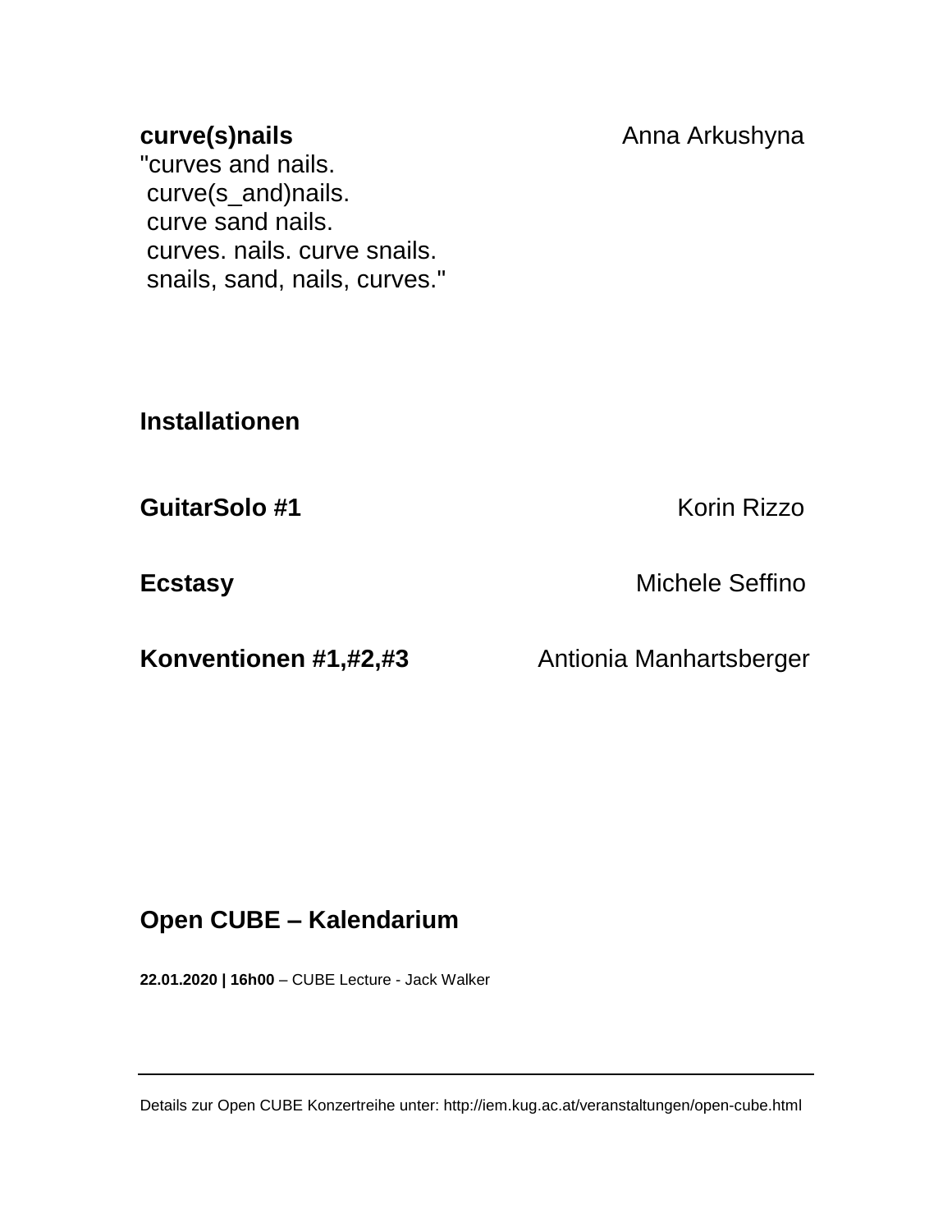**curve(s)nails** Anna Arkushyna

"curves and nails.
curve(s_and)nails.
curve sand nails.
curves. nails. curve snails.
snails, sand, nails, curves."

## Installationen

**GuitarSolo #1** Korin Rizzo

**Ecstasy** Michele Seffino

**Konventionen #1,#2,#3** Antionia Manhartsberger

## Open CUBE – Kalendarium

**22.01.2020 | 16h00** – CUBE Lecture - Jack Walker

---

Details zur Open CUBE Konzertreihe unter: http://iem.kug.ac.at/veranstaltungen/open-cube.html